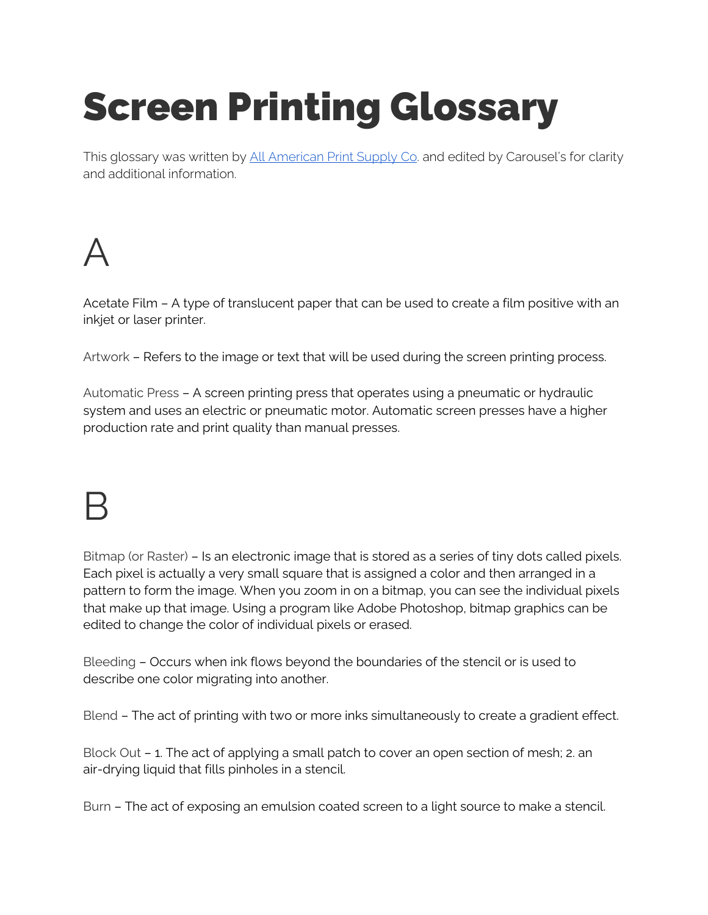# Screen Printing Glossary

This glossary was written by [All American Print Supply Co.](#) and edited by Carousel's for clarity and additional information.

## A

Acetate Film – A type of translucent paper that can be used to create a film positive with an inkjet or laser printer.

Artwork – Refers to the image or text that will be used during the screen printing process.

Automatic Press – A screen printing press that operates using a pneumatic or hydraulic system and uses an electric or pneumatic motor. Automatic screen presses have a higher production rate and print quality than manual presses.

## B

Bitmap (or Raster) – Is an electronic image that is stored as a series of tiny dots called pixels. Each pixel is actually a very small square that is assigned a color and then arranged in a pattern to form the image. When you zoom in on a bitmap, you can see the individual pixels that make up that image. Using a program like Adobe Photoshop, bitmap graphics can be edited to change the color of individual pixels or erased.

Bleeding – Occurs when ink flows beyond the boundaries of the stencil or is used to describe one color migrating into another.

Blend – The act of printing with two or more inks simultaneously to create a gradient effect.

Block Out – 1. The act of applying a small patch to cover an open section of mesh; 2. an air-drying liquid that fills pinholes in a stencil.

Burn – The act of exposing an emulsion coated screen to a light source to make a stencil.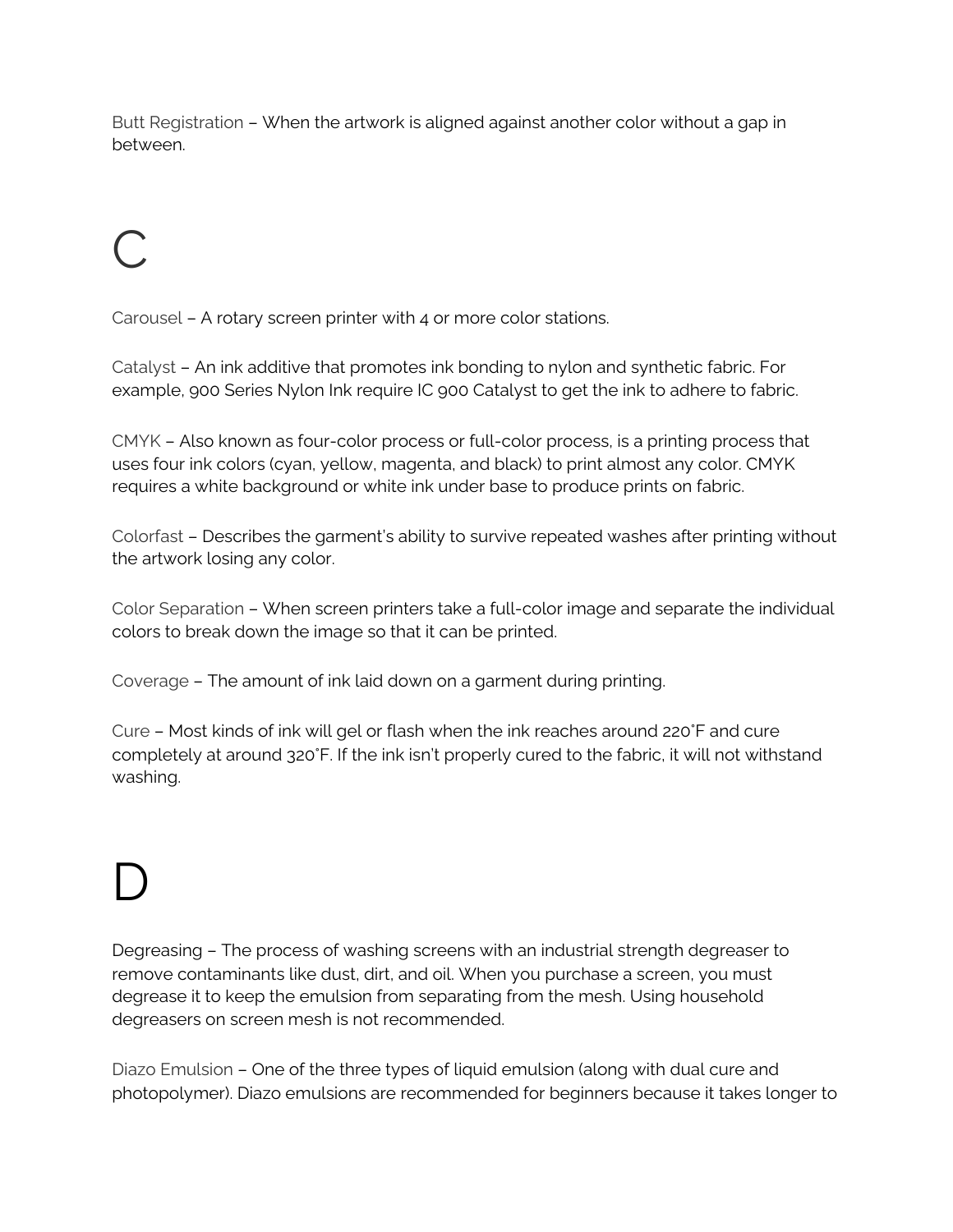Butt Registration – When the artwork is aligned against another color without a gap in between.

# C

Carousel – A rotary screen printer with 4 or more color stations.

Catalyst – An ink additive that promotes ink bonding to nylon and synthetic fabric. For example, 900 Series Nylon Ink require IC 900 Catalyst to get the ink to adhere to fabric.

CMYK – Also known as four-color process or full-color process, is a printing process that uses four ink colors (cyan, yellow, magenta, and black) to print almost any color. CMYK requires a white background or white ink under base to produce prints on fabric.

Colorfast – Describes the garment's ability to survive repeated washes after printing without the artwork losing any color.

Color Separation – When screen printers take a full-color image and separate the individual colors to break down the image so that it can be printed.

Coverage – The amount of ink laid down on a garment during printing.

Cure – Most kinds of ink will gel or flash when the ink reaches around 220˚F and cure completely at around 320˚F. If the ink isn't properly cured to the fabric, it will not withstand washing.

# D

Degreasing – The process of washing screens with an industrial strength degreaser to remove contaminants like dust, dirt, and oil. When you purchase a screen, you must degrease it to keep the emulsion from separating from the mesh. Using household degreasers on screen mesh is not recommended.

Diazo Emulsion – One of the three types of liquid emulsion (along with dual cure and photopolymer). Diazo emulsions are recommended for beginners because it takes longer to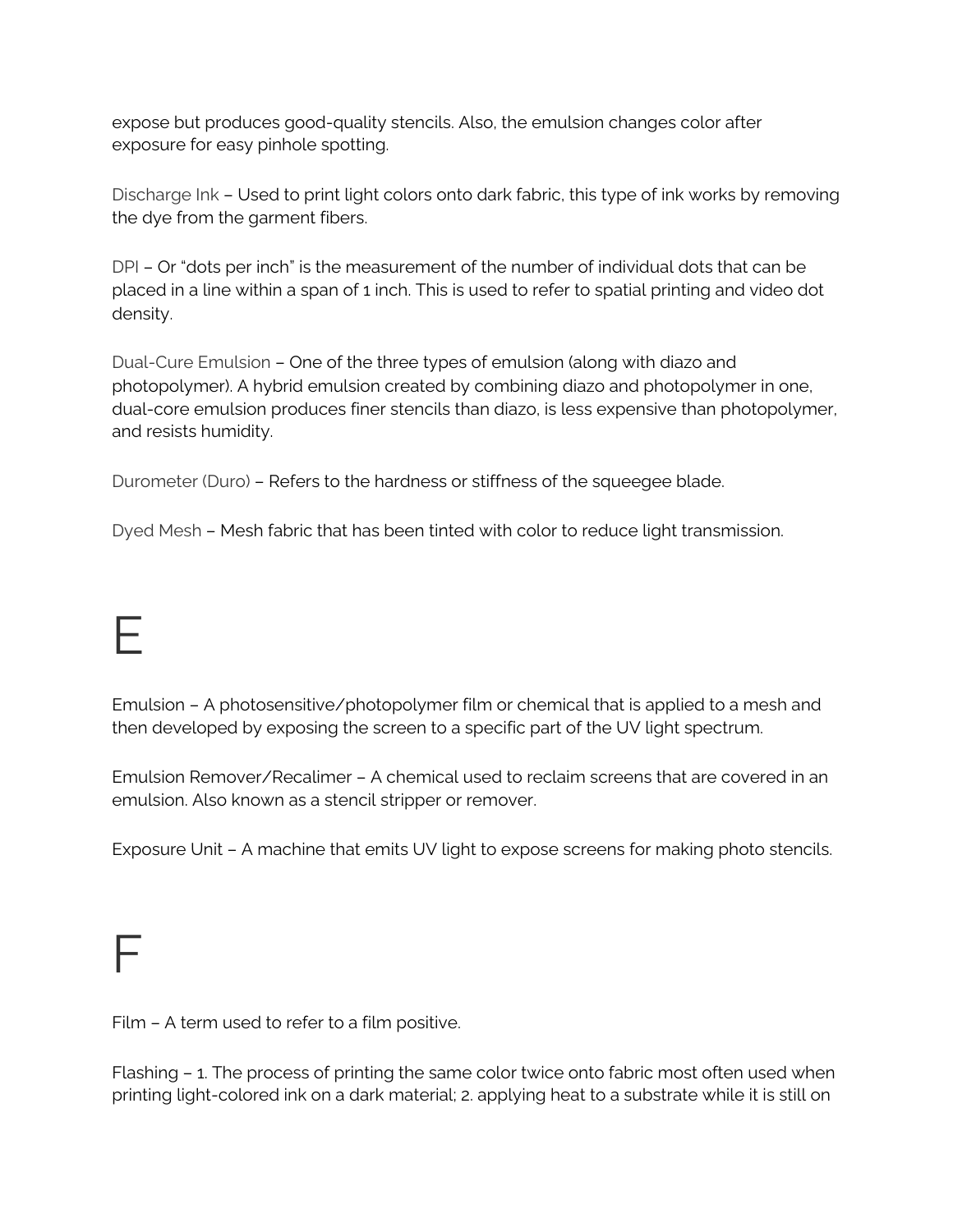expose but produces good-quality stencils. Also, the emulsion changes color after exposure for easy pinhole spotting.

Discharge Ink – Used to print light colors onto dark fabric, this type of ink works by removing the dye from the garment fibers.

DPI – Or "dots per inch" is the measurement of the number of individual dots that can be placed in a line within a span of 1 inch. This is used to refer to spatial printing and video dot density.

Dual-Cure Emulsion – One of the three types of emulsion (along with diazo and photopolymer). A hybrid emulsion created by combining diazo and photopolymer in one, dual-core emulsion produces finer stencils than diazo, is less expensive than photopolymer, and resists humidity.

Durometer (Duro) – Refers to the hardness or stiffness of the squeegee blade.

Dyed Mesh – Mesh fabric that has been tinted with color to reduce light transmission.

# E

Emulsion – A photosensitive/photopolymer film or chemical that is applied to a mesh and then developed by exposing the screen to a specific part of the UV light spectrum.

Emulsion Remover/Recalimer – A chemical used to reclaim screens that are covered in an emulsion. Also known as a stencil stripper or remover.

Exposure Unit – A machine that emits UV light to expose screens for making photo stencils.

# F

Film – A term used to refer to a film positive.

Flashing – 1. The process of printing the same color twice onto fabric most often used when printing light-colored ink on a dark material; 2. applying heat to a substrate while it is still on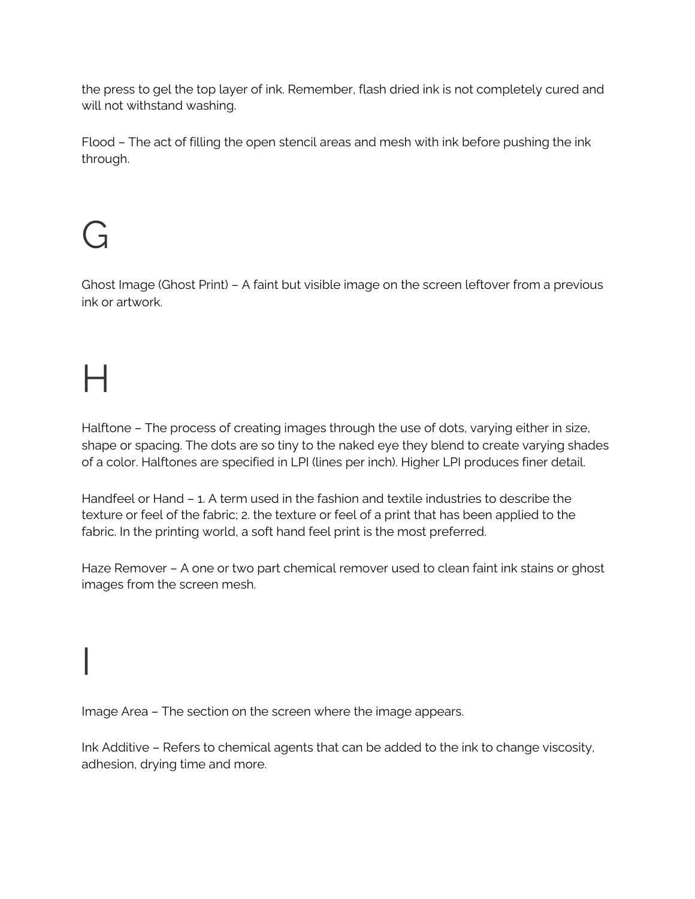the press to gel the top layer of ink. Remember, flash dried ink is not completely cured and will not withstand washing.

Flood – The act of filling the open stencil areas and mesh with ink before pushing the ink through.

# G

Ghost Image (Ghost Print) – A faint but visible image on the screen leftover from a previous ink or artwork.

# H

Halftone – The process of creating images through the use of dots, varying either in size, shape or spacing. The dots are so tiny to the naked eye they blend to create varying shades of a color. Halftones are specified in LPI (lines per inch). Higher LPI produces finer detail.

Handfeel or Hand – 1. A term used in the fashion and textile industries to describe the texture or feel of the fabric; 2. the texture or feel of a print that has been applied to the fabric. In the printing world, a soft hand feel print is the most preferred.

Haze Remover – A one or two part chemical remover used to clean faint ink stains or ghost images from the screen mesh.

# I

Image Area – The section on the screen where the image appears.

Ink Additive – Refers to chemical agents that can be added to the ink to change viscosity, adhesion, drying time and more.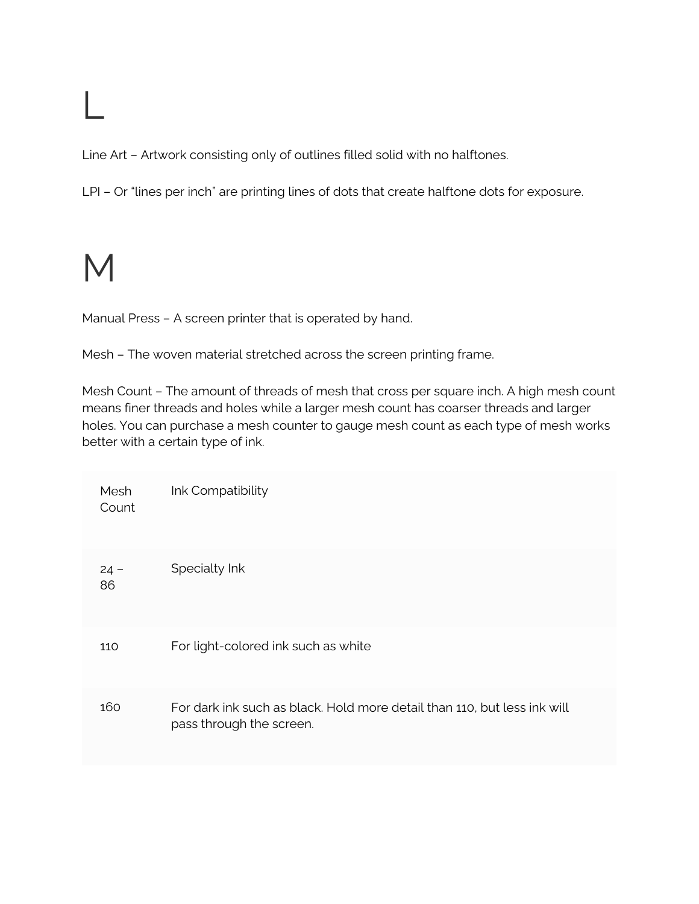# L

Line Art – Artwork consisting only of outlines filled solid with no halftones.

LPI – Or "lines per inch" are printing lines of dots that create halftone dots for exposure.

# M

Manual Press – A screen printer that is operated by hand.

Mesh – The woven material stretched across the screen printing frame.

Mesh Count – The amount of threads of mesh that cross per square inch. A high mesh count means finer threads and holes while a larger mesh count has coarser threads and larger holes. You can purchase a mesh counter to gauge mesh count as each type of mesh works better with a certain type of ink.

| Mesh Count | Ink Compatibility |
|---|---|
| 24 – 86 | Specialty Ink |
| 110 | For light-colored ink such as white |
| 160 | For dark ink such as black. Hold more detail than 110, but less ink will pass through the screen. |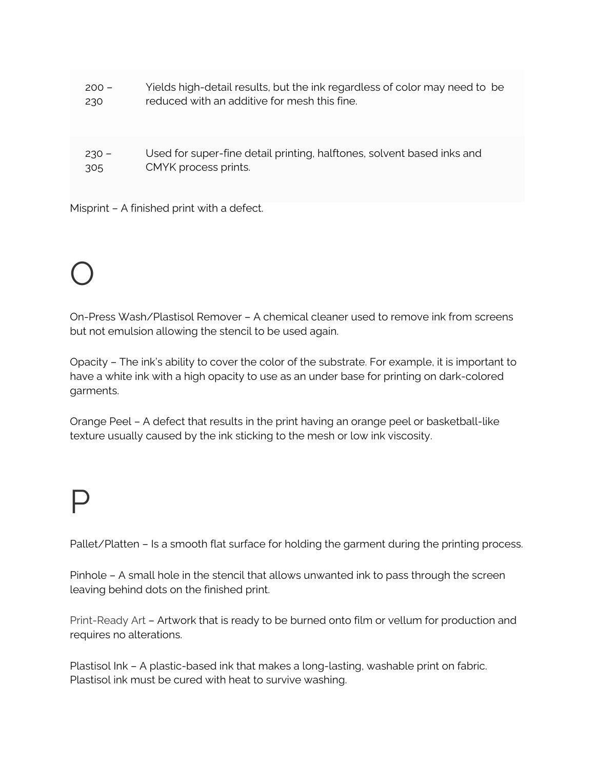| | |
|---|---|
| 200 – 230 | Yields high-detail results, but the ink regardless of color may need to be reduced with an additive for mesh this fine. |
| 230 – 305 | Used for super-fine detail printing, halftones, solvent based inks and CMYK process prints. |

Misprint – A finished print with a defect.

# O

On-Press Wash/Plastisol Remover – A chemical cleaner used to remove ink from screens but not emulsion allowing the stencil to be used again.

Opacity – The ink's ability to cover the color of the substrate. For example, it is important to have a white ink with a high opacity to use as an under base for printing on dark-colored garments.

Orange Peel – A defect that results in the print having an orange peel or basketball-like texture usually caused by the ink sticking to the mesh or low ink viscosity.

# P

Pallet/Platten – Is a smooth flat surface for holding the garment during the printing process.

Pinhole – A small hole in the stencil that allows unwanted ink to pass through the screen leaving behind dots on the finished print.

Print-Ready Art – Artwork that is ready to be burned onto film or vellum for production and requires no alterations.

Plastisol Ink – A plastic-based ink that makes a long-lasting, washable print on fabric. Plastisol ink must be cured with heat to survive washing.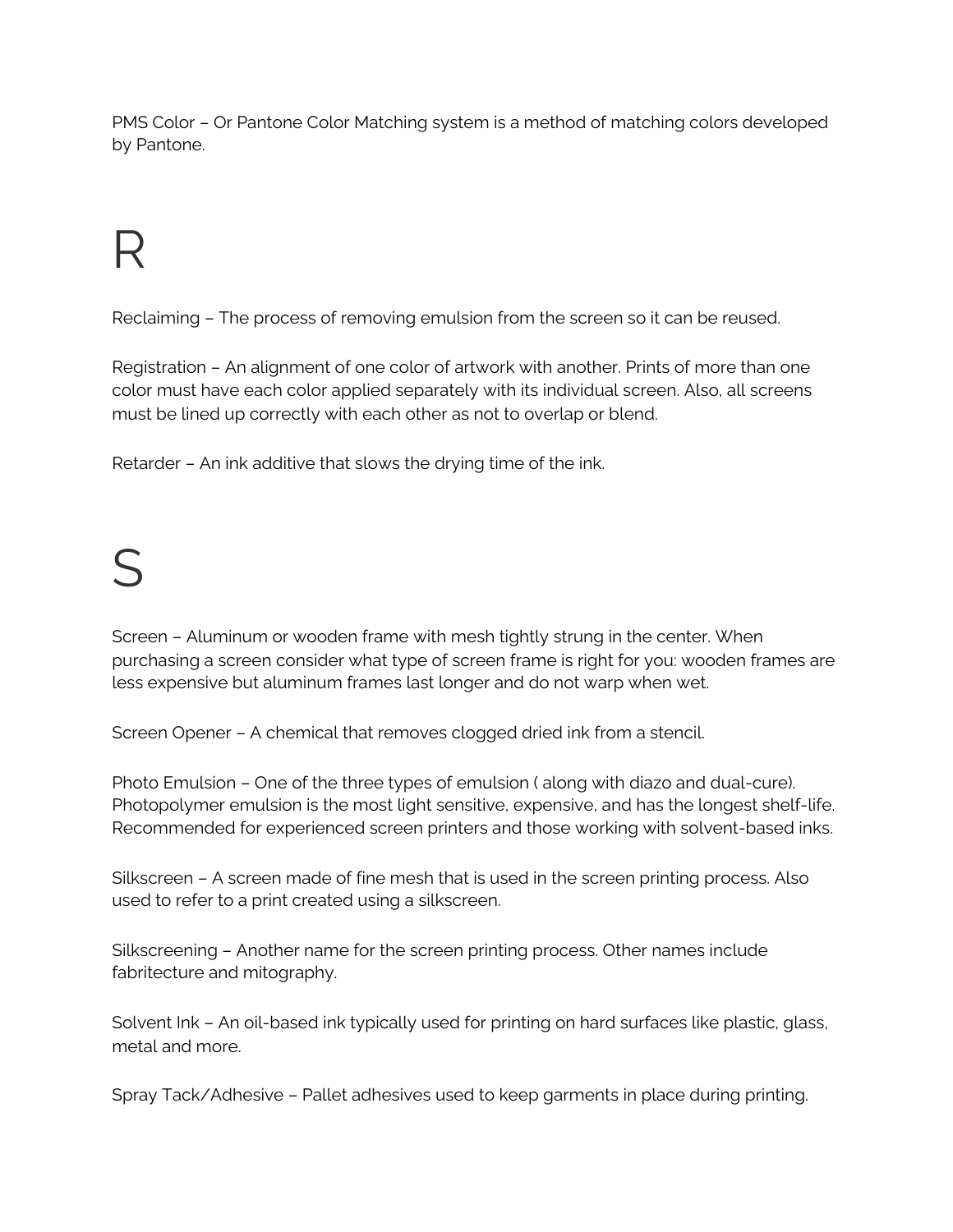PMS Color – Or Pantone Color Matching system is a method of matching colors developed by Pantone.

# R

Reclaiming – The process of removing emulsion from the screen so it can be reused.

Registration – An alignment of one color of artwork with another. Prints of more than one color must have each color applied separately with its individual screen. Also, all screens must be lined up correctly with each other as not to overlap or blend.

Retarder – An ink additive that slows the drying time of the ink.

# S

Screen – Aluminum or wooden frame with mesh tightly strung in the center. When purchasing a screen consider what type of screen frame is right for you: wooden frames are less expensive but aluminum frames last longer and do not warp when wet.

Screen Opener – A chemical that removes clogged dried ink from a stencil.

Photo Emulsion – One of the three types of emulsion ( along with diazo and dual-cure). Photopolymer emulsion is the most light sensitive, expensive, and has the longest shelf-life. Recommended for experienced screen printers and those working with solvent-based inks.

Silkscreen – A screen made of fine mesh that is used in the screen printing process. Also used to refer to a print created using a silkscreen.

Silkscreening – Another name for the screen printing process. Other names include fabritecture and mitography.

Solvent Ink – An oil-based ink typically used for printing on hard surfaces like plastic, glass, metal and more.

Spray Tack/Adhesive – Pallet adhesives used to keep garments in place during printing.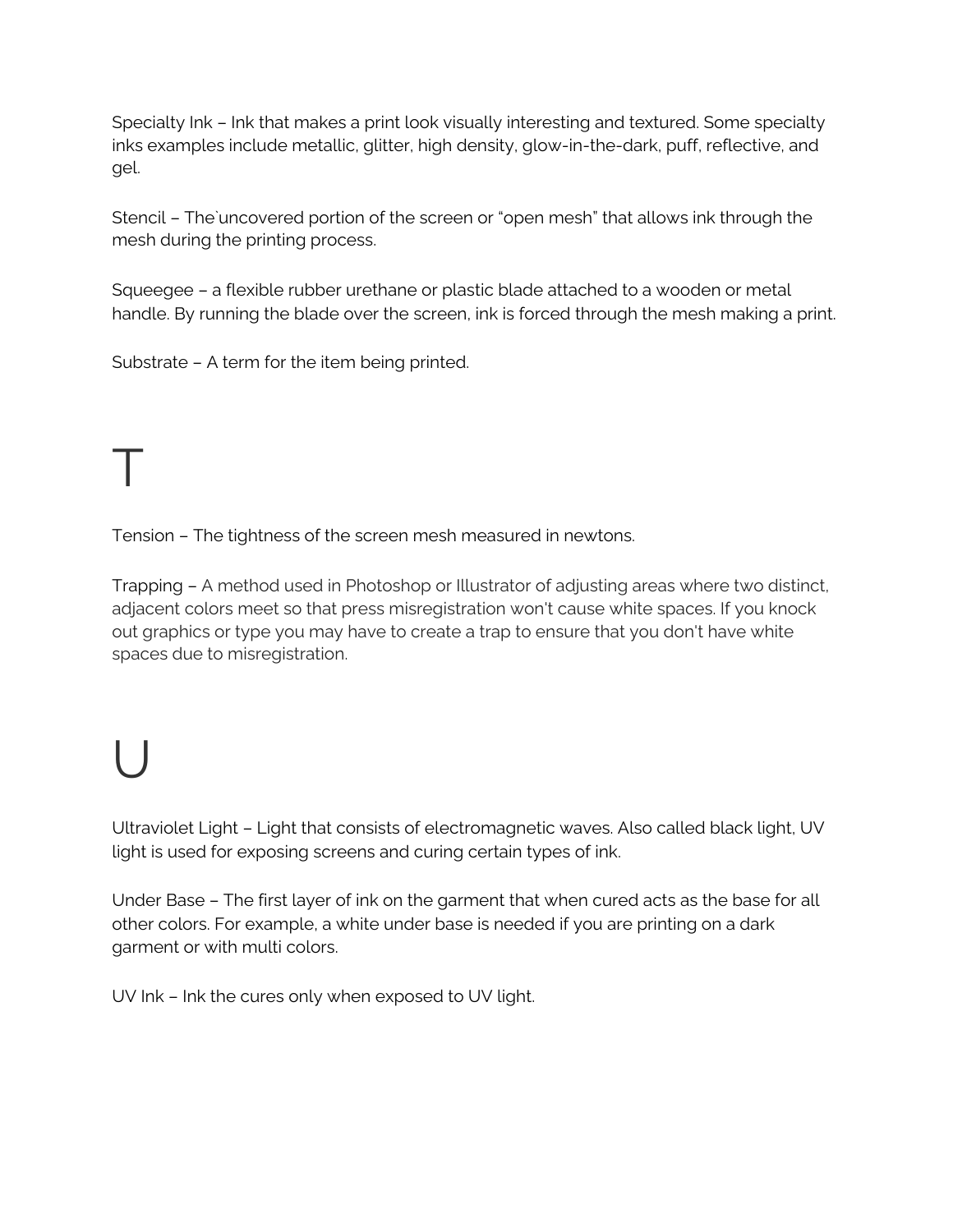Specialty Ink – Ink that makes a print look visually interesting and textured. Some specialty inks examples include metallic, glitter, high density, glow-in-the-dark, puff, reflective, and gel.

Stencil – The`uncovered portion of the screen or "open mesh" that allows ink through the mesh during the printing process.

Squeegee – a flexible rubber urethane or plastic blade attached to a wooden or metal handle. By running the blade over the screen, ink is forced through the mesh making a print.

Substrate – A term for the item being printed.

# T

Tension – The tightness of the screen mesh measured in newtons.

Trapping – A method used in Photoshop or Illustrator of adjusting areas where two distinct, adjacent colors meet so that press misregistration won't cause white spaces. If you knock out graphics or type you may have to create a trap to ensure that you don't have white spaces due to misregistration.

# U

Ultraviolet Light – Light that consists of electromagnetic waves. Also called black light, UV light is used for exposing screens and curing certain types of ink.

Under Base – The first layer of ink on the garment that when cured acts as the base for all other colors. For example, a white under base is needed if you are printing on a dark garment or with multi colors.

UV Ink – Ink the cures only when exposed to UV light.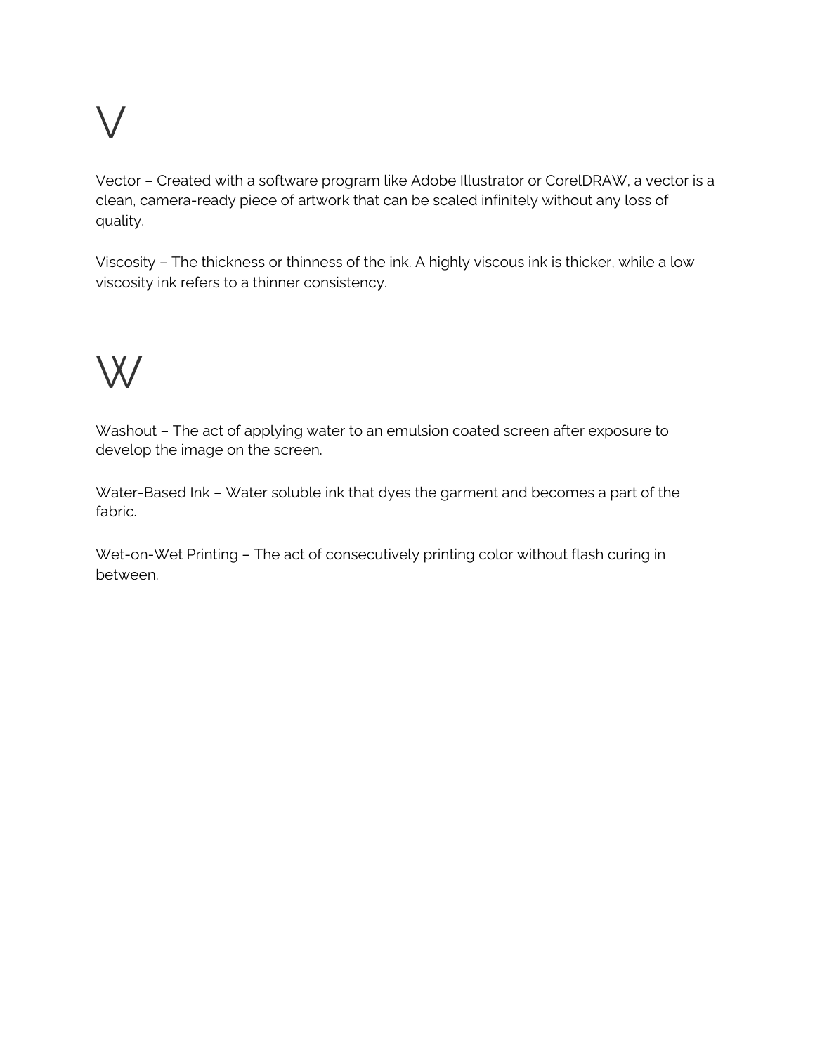# V

Vector – Created with a software program like Adobe Illustrator or CorelDRAW, a vector is a clean, camera-ready piece of artwork that can be scaled infinitely without any loss of quality.

Viscosity – The thickness or thinness of the ink. A highly viscous ink is thicker, while a low viscosity ink refers to a thinner consistency.

# W

Washout – The act of applying water to an emulsion coated screen after exposure to develop the image on the screen.

Water-Based Ink – Water soluble ink that dyes the garment and becomes a part of the fabric.

Wet-on-Wet Printing – The act of consecutively printing color without flash curing in between.